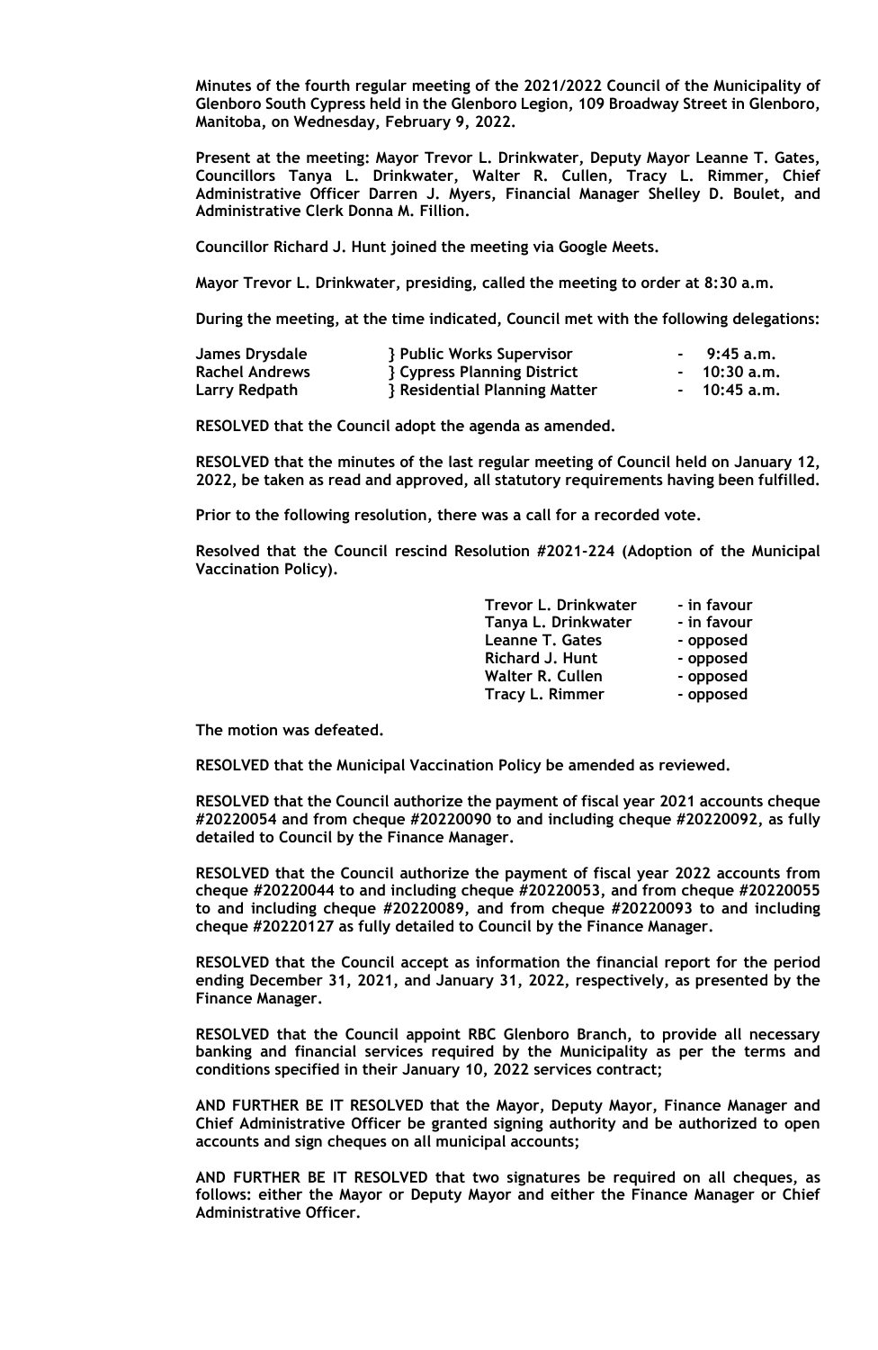**Minutes of the fourth regular meeting of the 2021/2022 Council of the Municipality of Glenboro South Cypress held in the Glenboro Legion, 109 Broadway Street in Glenboro, Manitoba, on Wednesday, February 9, 2022.**

**Present at the meeting: Mayor Trevor L. Drinkwater, Deputy Mayor Leanne T. Gates, Councillors Tanya L. Drinkwater, Walter R. Cullen, Tracy L. Rimmer, Chief Administrative Officer Darren J. Myers, Financial Manager Shelley D. Boulet, and Administrative Clerk Donna M. Fillion.**

**Councillor Richard J. Hunt joined the meeting via Google Meets.**

**Mayor Trevor L. Drinkwater, presiding, called the meeting to order at 8:30 a.m.**

**During the meeting, at the time indicated, Council met with the following delegations:**

| | | |
|---|---|---|
| **James Drysdale** | **} Public Works Supervisor** | **- 9:45 a.m.** |
| **Rachel Andrews** | **} Cypress Planning District** | **- 10:30 a.m.** |
| **Larry Redpath** | **} Residential Planning Matter** | **- 10:45 a.m.** |

**RESOLVED that the Council adopt the agenda as amended.**

**RESOLVED that the minutes of the last regular meeting of Council held on January 12, 2022, be taken as read and approved, all statutory requirements having been fulfilled.**

**Prior to the following resolution, there was a call for a recorded vote.**

**Resolved that the Council rescind Resolution #2021-224 (Adoption of the Municipal Vaccination Policy).**

| | |
|---|---|
| **Trevor L. Drinkwater** | **- in favour** |
| **Tanya L. Drinkwater** | **- in favour** |
| **Leanne T. Gates** | **- opposed** |
| **Richard J. Hunt** | **- opposed** |
| **Walter R. Cullen** | **- opposed** |
| **Tracy L. Rimmer** | **- opposed** |

**The motion was defeated.**

**RESOLVED that the Municipal Vaccination Policy be amended as reviewed.**

**RESOLVED that the Council authorize the payment of fiscal year 2021 accounts cheque #20220054 and from cheque #20220090 to and including cheque #20220092, as fully detailed to Council by the Finance Manager.**

**RESOLVED that the Council authorize the payment of fiscal year 2022 accounts from cheque #20220044 to and including cheque #20220053, and from cheque #20220055 to and including cheque #20220089, and from cheque #20220093 to and including cheque #20220127 as fully detailed to Council by the Finance Manager.**

**RESOLVED that the Council accept as information the financial report for the period ending December 31, 2021, and January 31, 2022, respectively, as presented by the Finance Manager.**

**RESOLVED that the Council appoint RBC Glenboro Branch, to provide all necessary banking and financial services required by the Municipality as per the terms and conditions specified in their January 10, 2022 services contract;**

**AND FURTHER BE IT RESOLVED that the Mayor, Deputy Mayor, Finance Manager and Chief Administrative Officer be granted signing authority and be authorized to open accounts and sign cheques on all municipal accounts;**

**AND FURTHER BE IT RESOLVED that two signatures be required on all cheques, as follows: either the Mayor or Deputy Mayor and either the Finance Manager or Chief Administrative Officer.**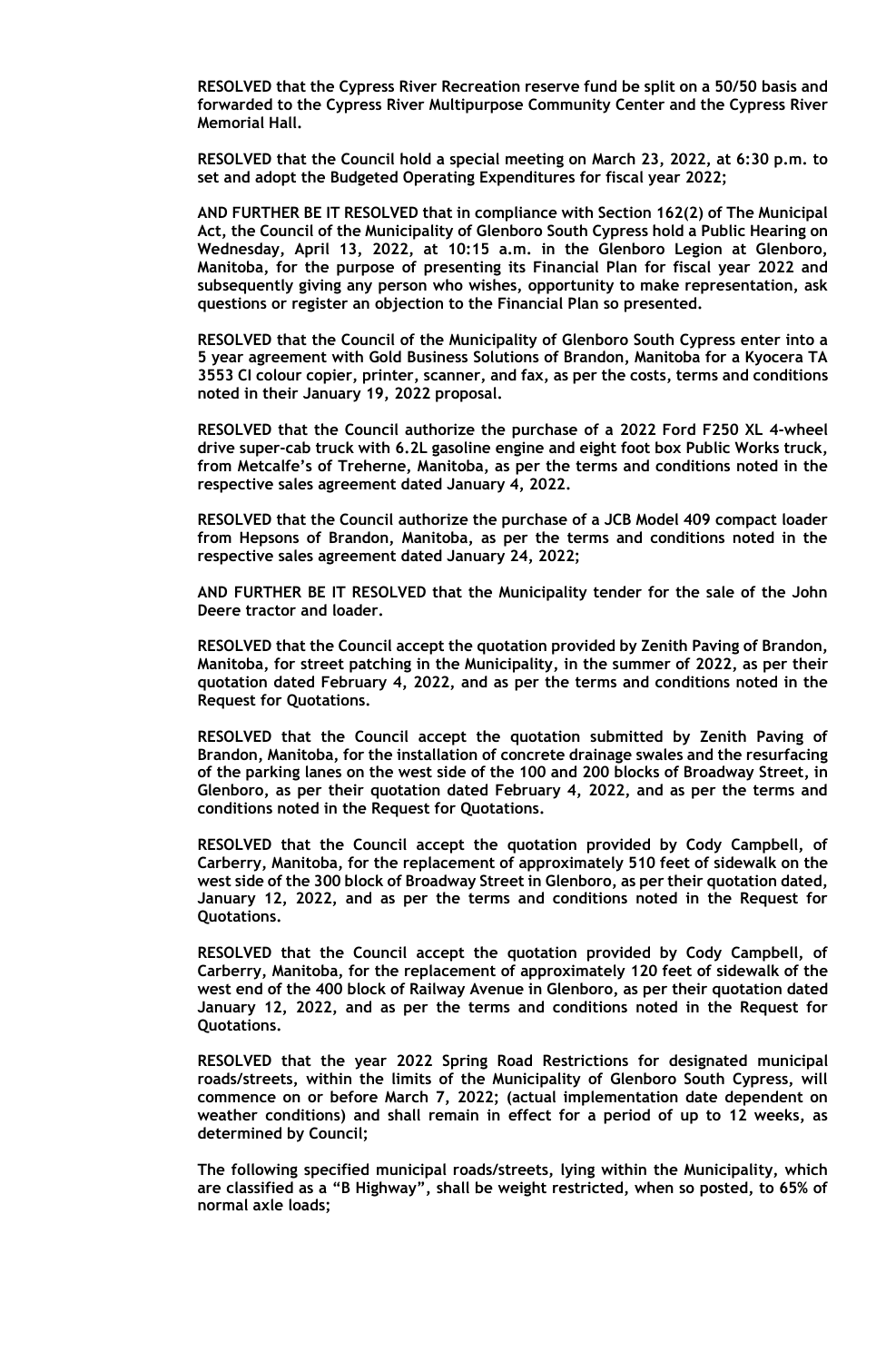**RESOLVED that the Cypress River Recreation reserve fund be split on a 50/50 basis and forwarded to the Cypress River Multipurpose Community Center and the Cypress River Memorial Hall.**

**RESOLVED that the Council hold a special meeting on March 23, 2022, at 6:30 p.m. to set and adopt the Budgeted Operating Expenditures for fiscal year 2022;**

**AND FURTHER BE IT RESOLVED that in compliance with Section 162(2) of The Municipal Act, the Council of the Municipality of Glenboro South Cypress hold a Public Hearing on Wednesday, April 13, 2022, at 10:15 a.m. in the Glenboro Legion at Glenboro, Manitoba, for the purpose of presenting its Financial Plan for fiscal year 2022 and subsequently giving any person who wishes, opportunity to make representation, ask questions or register an objection to the Financial Plan so presented.**

**RESOLVED that the Council of the Municipality of Glenboro South Cypress enter into a 5 year agreement with Gold Business Solutions of Brandon, Manitoba for a Kyocera TA 3553 CI colour copier, printer, scanner, and fax, as per the costs, terms and conditions noted in their January 19, 2022 proposal.**

**RESOLVED that the Council authorize the purchase of a 2022 Ford F250 XL 4-wheel drive super-cab truck with 6.2L gasoline engine and eight foot box Public Works truck, from Metcalfe's of Treherne, Manitoba, as per the terms and conditions noted in the respective sales agreement dated January 4, 2022.**

**RESOLVED that the Council authorize the purchase of a JCB Model 409 compact loader from Hepsons of Brandon, Manitoba, as per the terms and conditions noted in the respective sales agreement dated January 24, 2022;**

**AND FURTHER BE IT RESOLVED that the Municipality tender for the sale of the John Deere tractor and loader.**

**RESOLVED that the Council accept the quotation provided by Zenith Paving of Brandon, Manitoba, for street patching in the Municipality, in the summer of 2022, as per their quotation dated February 4, 2022, and as per the terms and conditions noted in the Request for Quotations.**

**RESOLVED that the Council accept the quotation submitted by Zenith Paving of Brandon, Manitoba, for the installation of concrete drainage swales and the resurfacing of the parking lanes on the west side of the 100 and 200 blocks of Broadway Street, in Glenboro, as per their quotation dated February 4, 2022, and as per the terms and conditions noted in the Request for Quotations.**

**RESOLVED that the Council accept the quotation provided by Cody Campbell, of Carberry, Manitoba, for the replacement of approximately 510 feet of sidewalk on the west side of the 300 block of Broadway Street in Glenboro, as per their quotation dated, January 12, 2022, and as per the terms and conditions noted in the Request for Quotations.**

**RESOLVED that the Council accept the quotation provided by Cody Campbell, of Carberry, Manitoba, for the replacement of approximately 120 feet of sidewalk of the west end of the 400 block of Railway Avenue in Glenboro, as per their quotation dated January 12, 2022, and as per the terms and conditions noted in the Request for Quotations.**

**RESOLVED that the year 2022 Spring Road Restrictions for designated municipal roads/streets, within the limits of the Municipality of Glenboro South Cypress, will commence on or before March 7, 2022; (actual implementation date dependent on weather conditions) and shall remain in effect for a period of up to 12 weeks, as determined by Council;**

**The following specified municipal roads/streets, lying within the Municipality, which are classified as a "B Highway", shall be weight restricted, when so posted, to 65% of normal axle loads;**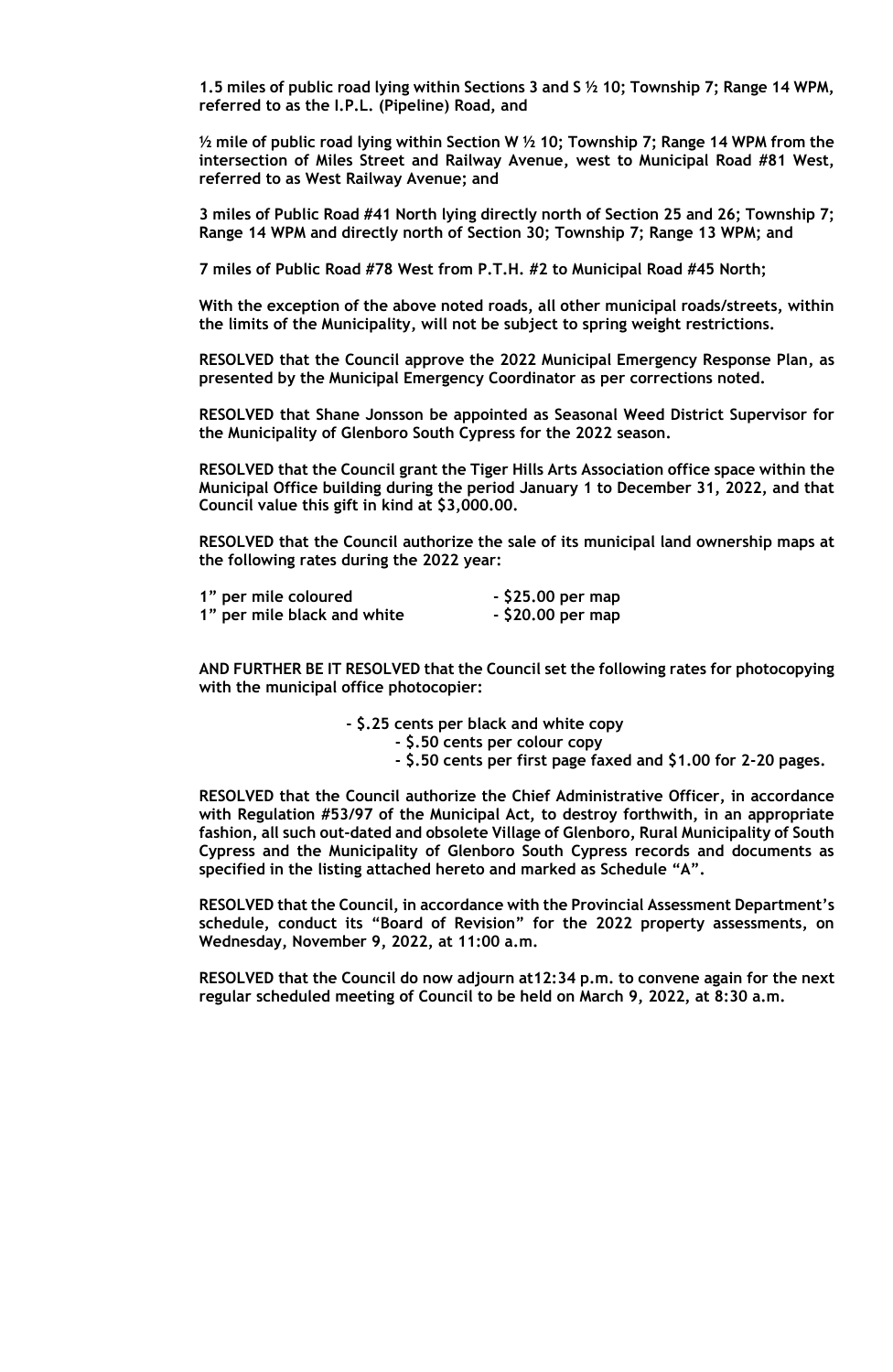**1.5 miles of public road lying within Sections 3 and S ½ 10; Township 7; Range 14 WPM, referred to as the I.P.L. (Pipeline) Road, and**

**½ mile of public road lying within Section W ½ 10; Township 7; Range 14 WPM from the intersection of Miles Street and Railway Avenue, west to Municipal Road #81 West, referred to as West Railway Avenue; and**

**3 miles of Public Road #41 North lying directly north of Section 25 and 26; Township 7; Range 14 WPM and directly north of Section 30; Township 7; Range 13 WPM; and**

**7 miles of Public Road #78 West from P.T.H. #2 to Municipal Road #45 North;**

**With the exception of the above noted roads, all other municipal roads/streets, within the limits of the Municipality, will not be subject to spring weight restrictions.**

**RESOLVED that the Council approve the 2022 Municipal Emergency Response Plan, as presented by the Municipal Emergency Coordinator as per corrections noted.**

**RESOLVED that Shane Jonsson be appointed as Seasonal Weed District Supervisor for the Municipality of Glenboro South Cypress for the 2022 season.**

**RESOLVED that the Council grant the Tiger Hills Arts Association office space within the Municipal Office building during the period January 1 to December 31, 2022, and that Council value this gift in kind at $3,000.00.**

**RESOLVED that the Council authorize the sale of its municipal land ownership maps at the following rates during the 2022 year:**

| | |
|---|---|
| **1" per mile coloured** | **- $25.00 per map** |
| **1" per mile black and white** | **- $20.00 per map** |

**AND FURTHER BE IT RESOLVED that the Council set the following rates for photocopying with the municipal office photocopier:**

**- $.25 cents per black and white copy**
**- $.50 cents per colour copy**
**- $.50 cents per first page faxed and $1.00 for 2-20 pages.**

**RESOLVED that the Council authorize the Chief Administrative Officer, in accordance with Regulation #53/97 of the Municipal Act, to destroy forthwith, in an appropriate fashion, all such out-dated and obsolete Village of Glenboro, Rural Municipality of South Cypress and the Municipality of Glenboro South Cypress records and documents as specified in the listing attached hereto and marked as Schedule "A".**

**RESOLVED that the Council, in accordance with the Provincial Assessment Department's schedule, conduct its "Board of Revision" for the 2022 property assessments, on Wednesday, November 9, 2022, at 11:00 a.m.**

**RESOLVED that the Council do now adjourn at12:34 p.m. to convene again for the next regular scheduled meeting of Council to be held on March 9, 2022, at 8:30 a.m.**